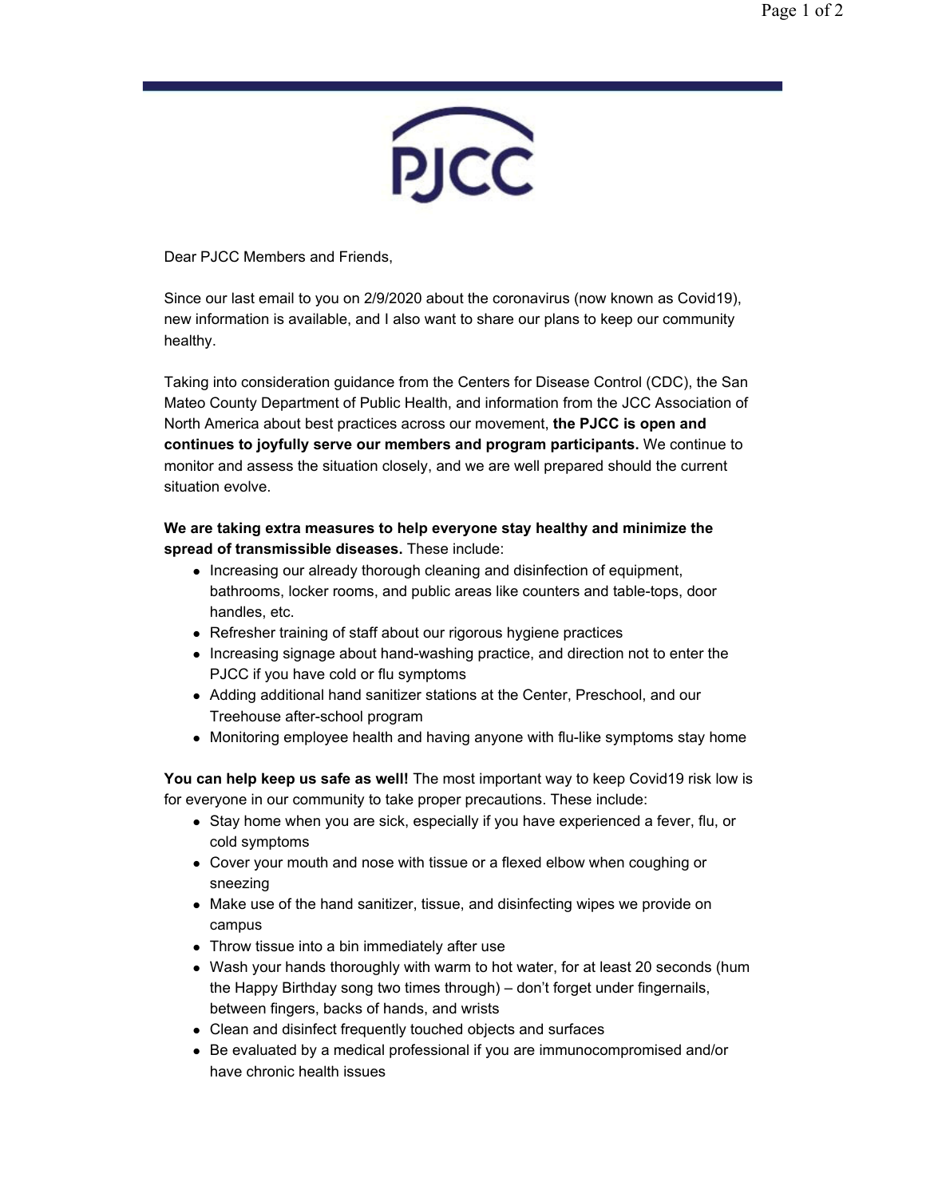PJCC

Dear PJCC Members and Friends,

Since our last email to you on 2/9/2020 about the coronavirus (now known as Covid19), new information is available, and I also want to share our plans to keep our community healthy.

Taking into consideration guidance from the Centers for Disease Control (CDC), the San Mateo County Department of Public Health, and information from the JCC Association of North America about best practices across our movement, **the PJCC is open and continues to joyfully serve our members and program participants.** We continue to monitor and assess the situation closely, and we are well prepared should the current situation evolve.

**We are taking extra measures to help everyone stay healthy and minimize the spread of transmissible diseases.** These include:

- Increasing our already thorough cleaning and disinfection of equipment, bathrooms, locker rooms, and public areas like counters and table-tops, door handles, etc.
- Refresher training of staff about our rigorous hygiene practices
- Increasing signage about hand-washing practice, and direction not to enter the PJCC if you have cold or flu symptoms
- Adding additional hand sanitizer stations at the Center, Preschool, and our Treehouse after-school program
- Monitoring employee health and having anyone with flu-like symptoms stay home

**You can help keep us safe as well!** The most important way to keep Covid19 risk low is for everyone in our community to take proper precautions. These include:

- Stay home when you are sick, especially if you have experienced a fever, flu, or cold symptoms
- Cover your mouth and nose with tissue or a flexed elbow when coughing or sneezing
- Make use of the hand sanitizer, tissue, and disinfecting wipes we provide on campus
- Throw tissue into a bin immediately after use
- Wash your hands thoroughly with warm to hot water, for at least 20 seconds (hum the Happy Birthday song two times through) – don't forget under fingernails, between fingers, backs of hands, and wrists
- Clean and disinfect frequently touched objects and surfaces
- Be evaluated by a medical professional if you are immunocompromised and/or have chronic health issues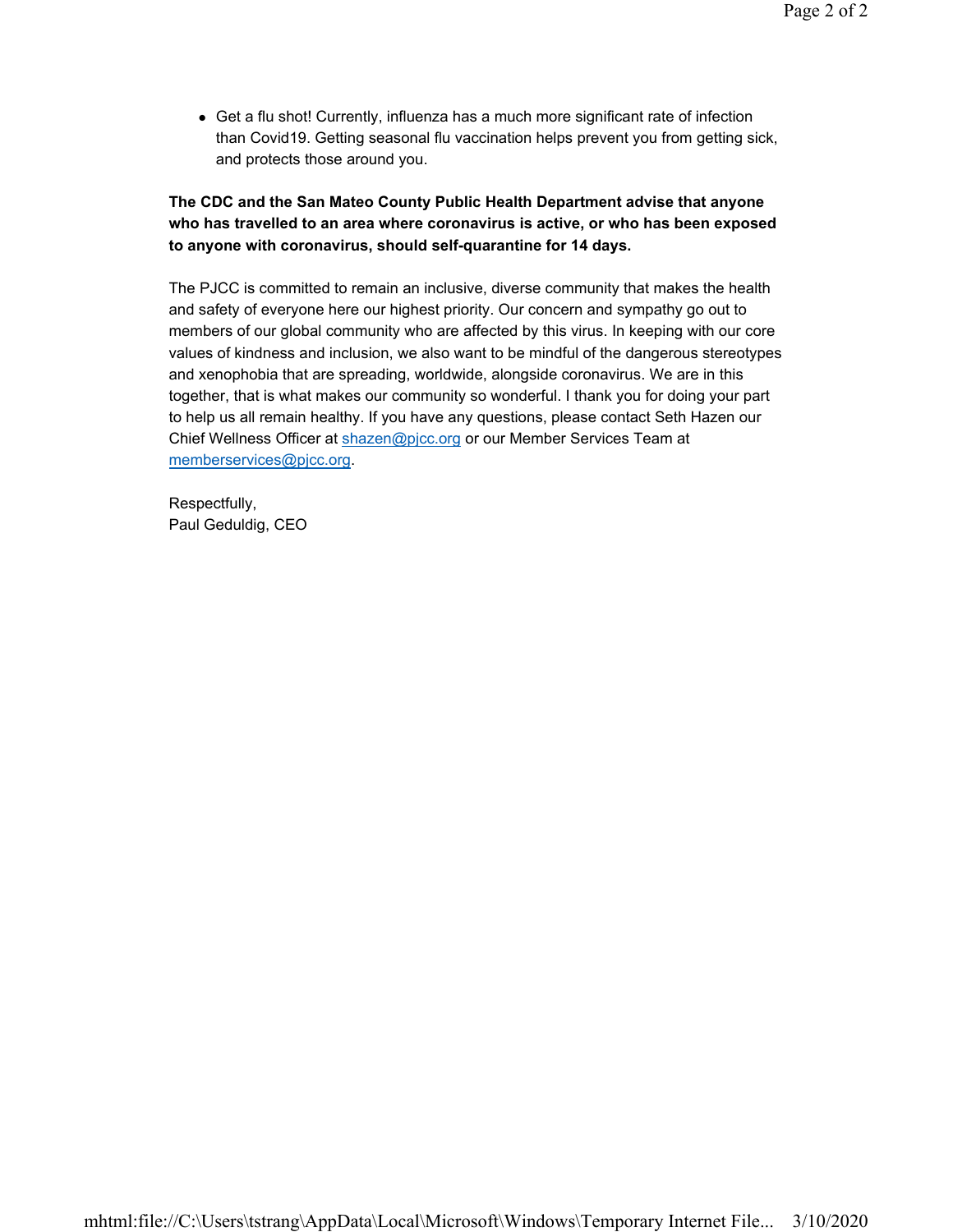- Get a flu shot! Currently, influenza has a much more significant rate of infection than Covid19. Getting seasonal flu vaccination helps prevent you from getting sick, and protects those around you.

**The CDC and the San Mateo County Public Health Department advise that anyone who has travelled to an area where coronavirus is active, or who has been exposed to anyone with coronavirus, should self-quarantine for 14 days.**

The PJCC is committed to remain an inclusive, diverse community that makes the health and safety of everyone here our highest priority. Our concern and sympathy go out to members of our global community who are affected by this virus. In keeping with our core values of kindness and inclusion, we also want to be mindful of the dangerous stereotypes and xenophobia that are spreading, worldwide, alongside coronavirus. We are in this together, that is what makes our community so wonderful. I thank you for doing your part to help us all remain healthy. If you have any questions, please contact Seth Hazen our Chief Wellness Officer at shazen@pjcc.org or our Member Services Team at memberservices@pjcc.org.

Respectfully,
Paul Geduldig, CEO